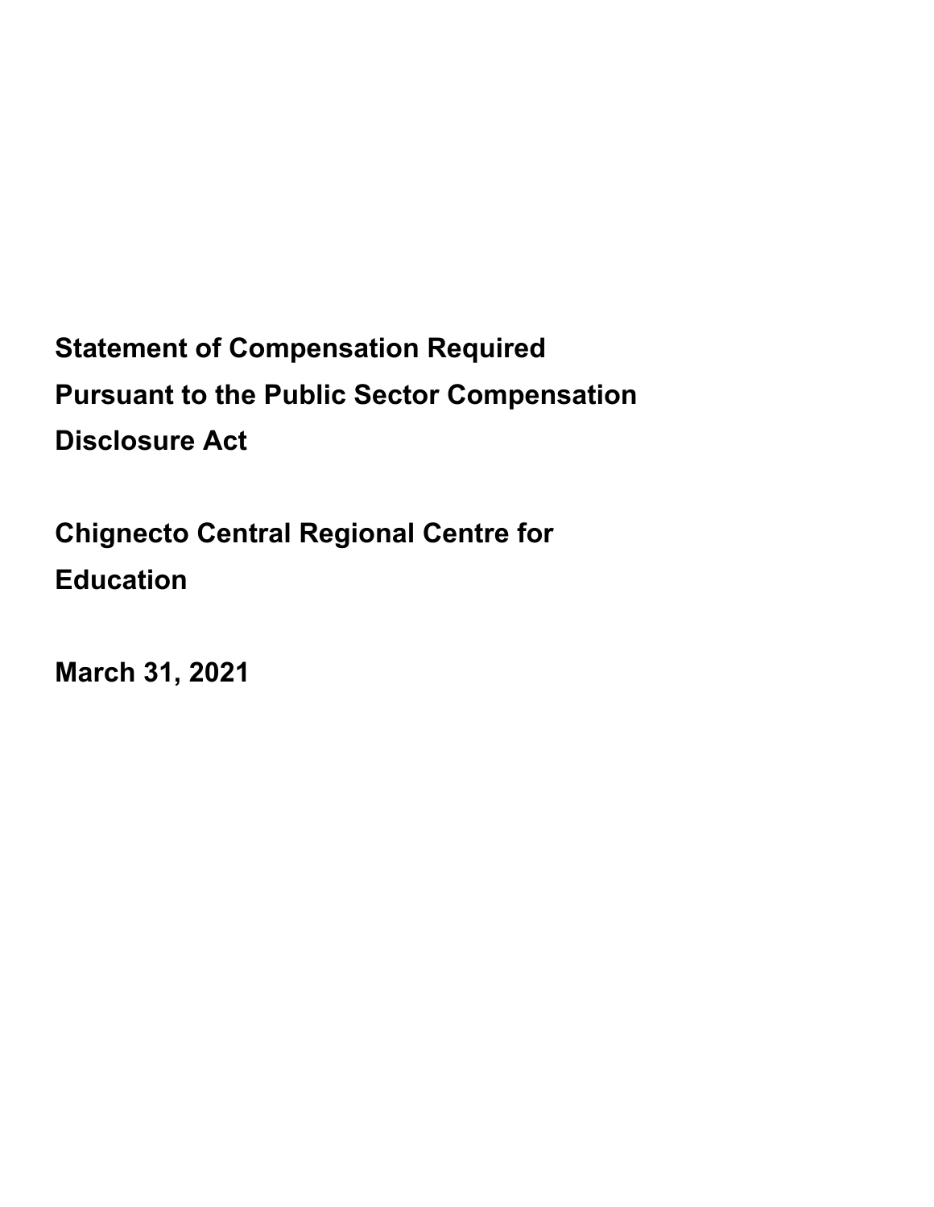# Statement of Compensation Required Pursuant to the Public Sector Compensation Disclosure Act

# Chignecto Central Regional Centre for Education

# March 31, 2021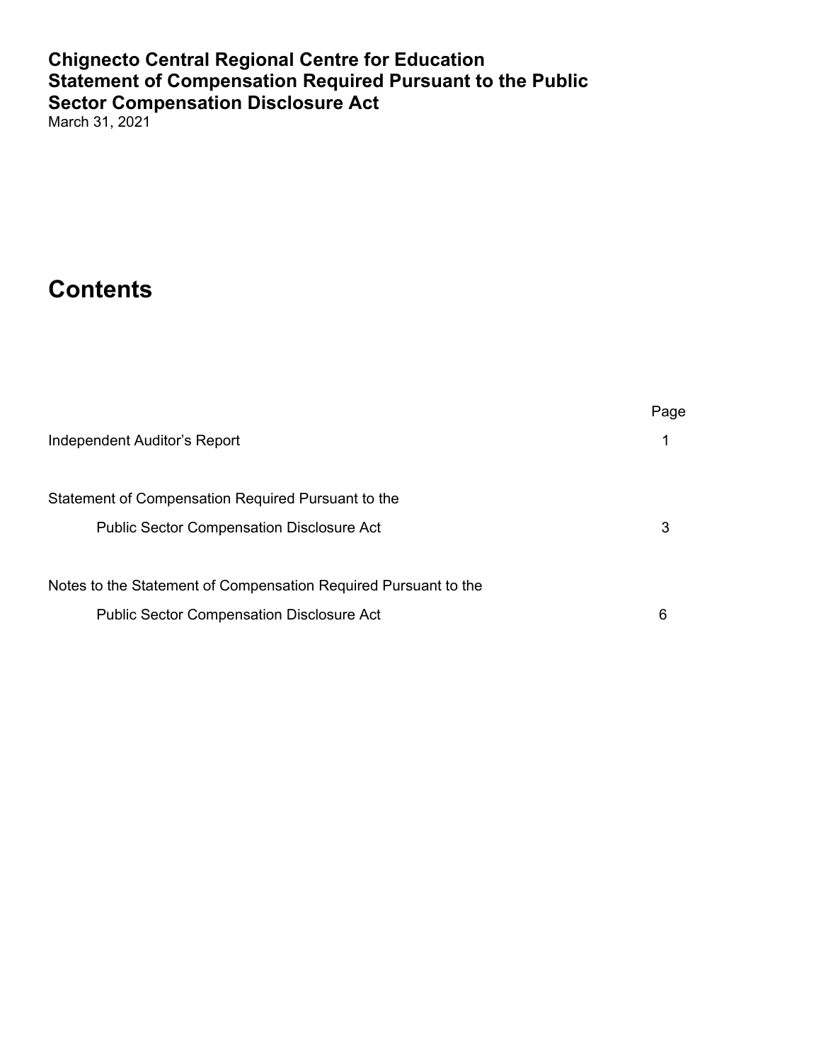# Chignecto Central Regional Centre for Education
# Statement of Compensation Required Pursuant to the Public Sector Compensation Disclosure Act

March 31, 2021

## Contents

| | Page |
|---|---|
| Independent Auditor's Report | 1 |
| Statement of Compensation Required Pursuant to the Public Sector Compensation Disclosure Act | 3 |
| Notes to the Statement of Compensation Required Pursuant to the Public Sector Compensation Disclosure Act | 6 |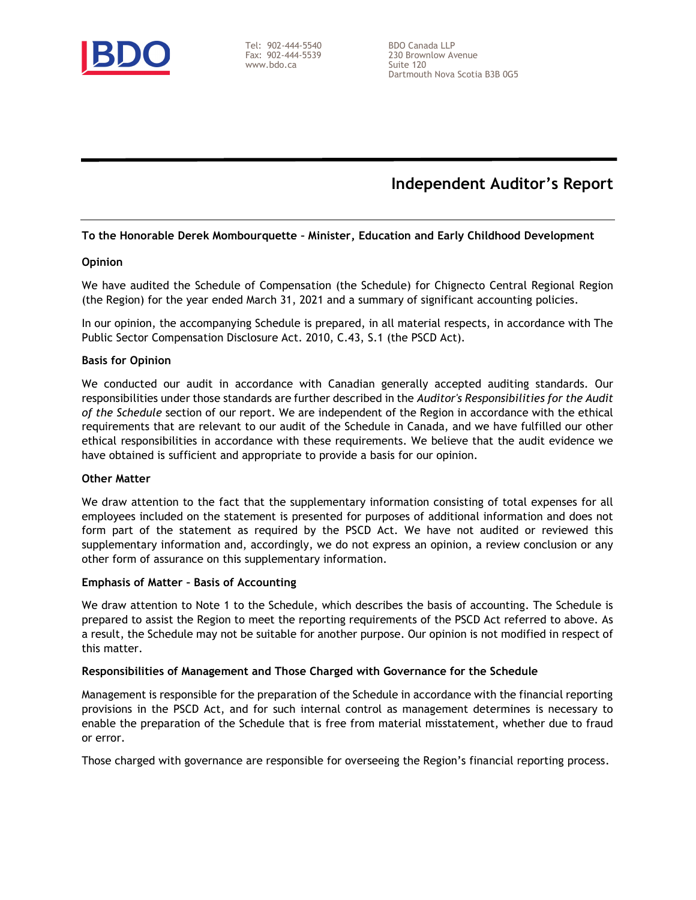BDO

Tel: 902-444-5540
Fax: 902-444-5539
www.bdo.ca

BDO Canada LLP
230 Brownlow Avenue
Suite 120
Dartmouth Nova Scotia B3B 0G5

# Independent Auditor's Report

**To the Honorable Derek Mombourquette – Minister, Education and Early Childhood Development**

**Opinion**

We have audited the Schedule of Compensation (the Schedule) for Chignecto Central Regional Region (the Region) for the year ended March 31, 2021 and a summary of significant accounting policies.

In our opinion, the accompanying Schedule is prepared, in all material respects, in accordance with The Public Sector Compensation Disclosure Act. 2010, C.43, S.1 (the PSCD Act).

**Basis for Opinion**

We conducted our audit in accordance with Canadian generally accepted auditing standards. Our responsibilities under those standards are further described in the *Auditor's Responsibilities for the Audit of the Schedule* section of our report. We are independent of the Region in accordance with the ethical requirements that are relevant to our audit of the Schedule in Canada, and we have fulfilled our other ethical responsibilities in accordance with these requirements. We believe that the audit evidence we have obtained is sufficient and appropriate to provide a basis for our opinion.

**Other Matter**

We draw attention to the fact that the supplementary information consisting of total expenses for all employees included on the statement is presented for purposes of additional information and does not form part of the statement as required by the PSCD Act. We have not audited or reviewed this supplementary information and, accordingly, we do not express an opinion, a review conclusion or any other form of assurance on this supplementary information.

**Emphasis of Matter – Basis of Accounting**

We draw attention to Note 1 to the Schedule, which describes the basis of accounting. The Schedule is prepared to assist the Region to meet the reporting requirements of the PSCD Act referred to above. As a result, the Schedule may not be suitable for another purpose. Our opinion is not modified in respect of this matter.

**Responsibilities of Management and Those Charged with Governance for the Schedule**

Management is responsible for the preparation of the Schedule in accordance with the financial reporting provisions in the PSCD Act, and for such internal control as management determines is necessary to enable the preparation of the Schedule that is free from material misstatement, whether due to fraud or error.

Those charged with governance are responsible for overseeing the Region's financial reporting process.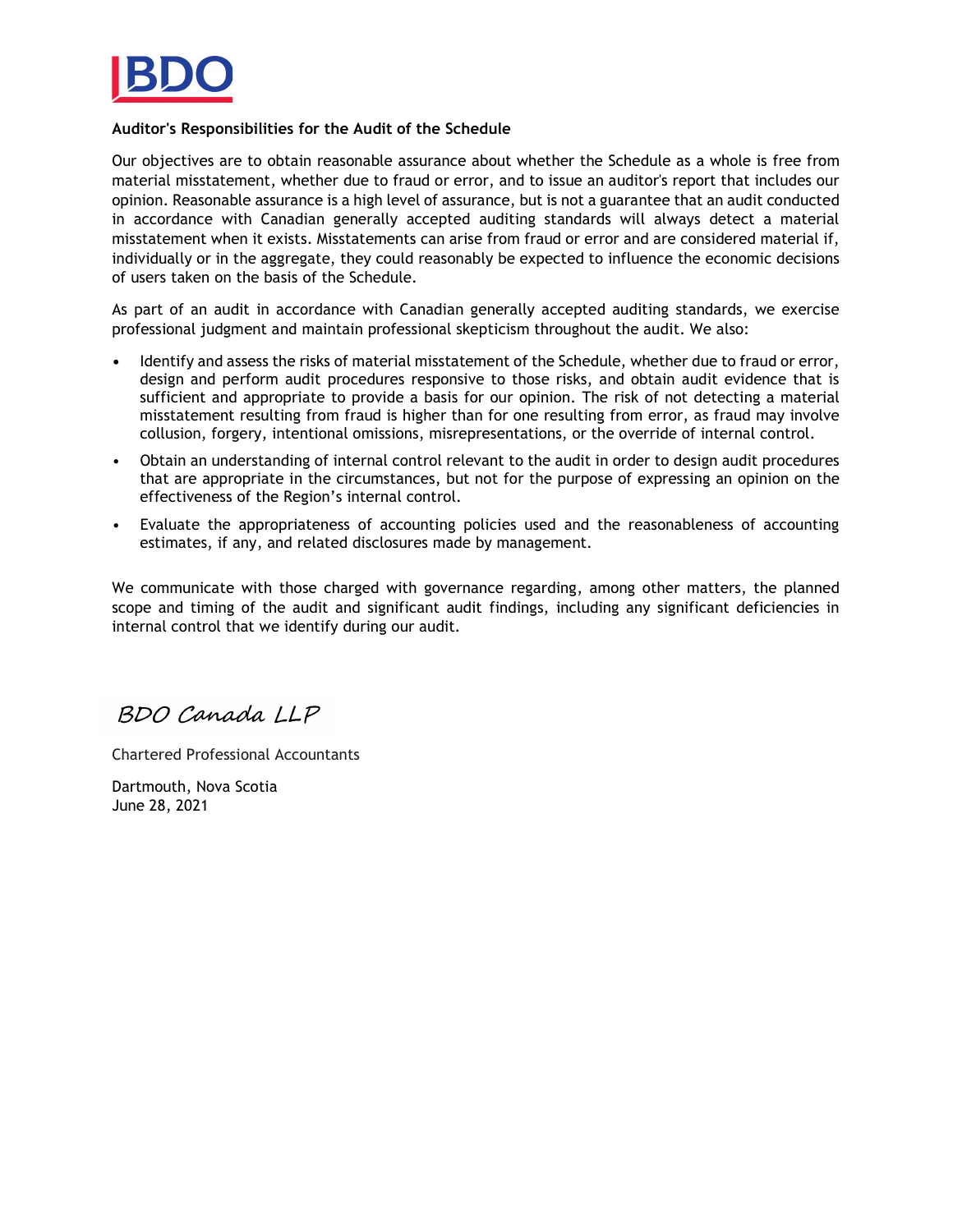**Auditor's Responsibilities for the Audit of the Schedule**

Our objectives are to obtain reasonable assurance about whether the Schedule as a whole is free from material misstatement, whether due to fraud or error, and to issue an auditor's report that includes our opinion. Reasonable assurance is a high level of assurance, but is not a guarantee that an audit conducted in accordance with Canadian generally accepted auditing standards will always detect a material misstatement when it exists. Misstatements can arise from fraud or error and are considered material if, individually or in the aggregate, they could reasonably be expected to influence the economic decisions of users taken on the basis of the Schedule.

As part of an audit in accordance with Canadian generally accepted auditing standards, we exercise professional judgment and maintain professional skepticism throughout the audit. We also:

- Identify and assess the risks of material misstatement of the Schedule, whether due to fraud or error, design and perform audit procedures responsive to those risks, and obtain audit evidence that is sufficient and appropriate to provide a basis for our opinion. The risk of not detecting a material misstatement resulting from fraud is higher than for one resulting from error, as fraud may involve collusion, forgery, intentional omissions, misrepresentations, or the override of internal control.
- Obtain an understanding of internal control relevant to the audit in order to design audit procedures that are appropriate in the circumstances, but not for the purpose of expressing an opinion on the effectiveness of the Region's internal control.
- Evaluate the appropriateness of accounting policies used and the reasonableness of accounting estimates, if any, and related disclosures made by management.

We communicate with those charged with governance regarding, among other matters, the planned scope and timing of the audit and significant audit findings, including any significant deficiencies in internal control that we identify during our audit.

*BDO Canada LLP*

Chartered Professional Accountants

Dartmouth, Nova Scotia
June 28, 2021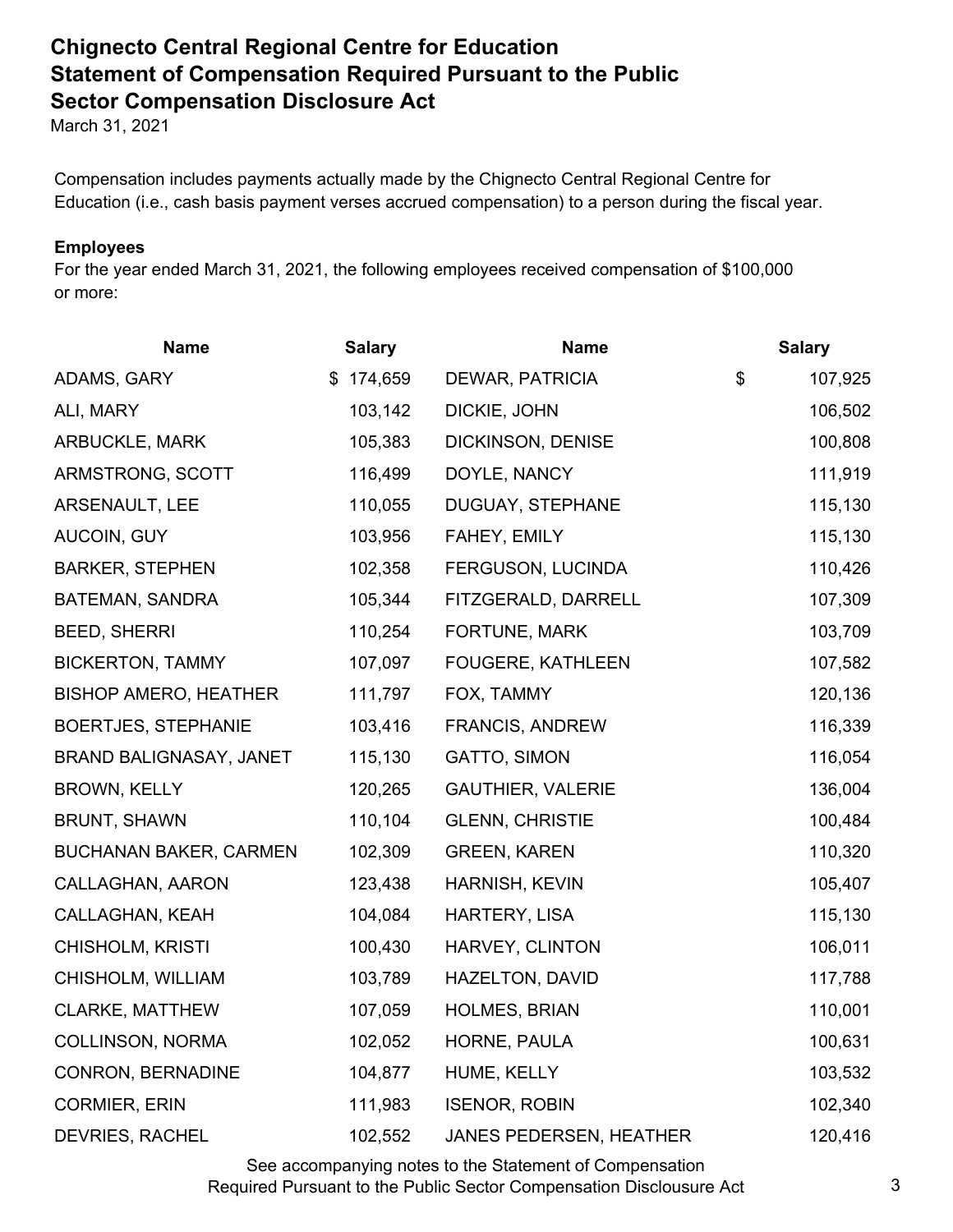# Chignecto Central Regional Centre for Education
# Statement of Compensation Required Pursuant to the Public Sector Compensation Disclosure Act

March 31, 2021

Compensation includes payments actually made by the Chignecto Central Regional Centre for Education (i.e., cash basis payment verses accrued compensation) to a person during the fiscal year.

**Employees**

For the year ended March 31, 2021, the following employees received compensation of $100,000 or more:

| Name | Salary | Name | Salary |
|---|---|---|---|
| ADAMS, GARY | $ 174,659 | DEWAR, PATRICIA | $ 107,925 |
| ALI, MARY | 103,142 | DICKIE, JOHN | 106,502 |
| ARBUCKLE, MARK | 105,383 | DICKINSON, DENISE | 100,808 |
| ARMSTRONG, SCOTT | 116,499 | DOYLE, NANCY | 111,919 |
| ARSENAULT, LEE | 110,055 | DUGUAY, STEPHANE | 115,130 |
| AUCOIN, GUY | 103,956 | FAHEY, EMILY | 115,130 |
| BARKER, STEPHEN | 102,358 | FERGUSON, LUCINDA | 110,426 |
| BATEMAN, SANDRA | 105,344 | FITZGERALD, DARRELL | 107,309 |
| BEED, SHERRI | 110,254 | FORTUNE, MARK | 103,709 |
| BICKERTON, TAMMY | 107,097 | FOUGERE, KATHLEEN | 107,582 |
| BISHOP AMERO, HEATHER | 111,797 | FOX, TAMMY | 120,136 |
| BOERTJES, STEPHANIE | 103,416 | FRANCIS, ANDREW | 116,339 |
| BRAND BALIGNASAY, JANET | 115,130 | GATTO, SIMON | 116,054 |
| BROWN, KELLY | 120,265 | GAUTHIER, VALERIE | 136,004 |
| BRUNT, SHAWN | 110,104 | GLENN, CHRISTIE | 100,484 |
| BUCHANAN BAKER, CARMEN | 102,309 | GREEN, KAREN | 110,320 |
| CALLAGHAN, AARON | 123,438 | HARNISH, KEVIN | 105,407 |
| CALLAGHAN, KEAH | 104,084 | HARTERY, LISA | 115,130 |
| CHISHOLM, KRISTI | 100,430 | HARVEY, CLINTON | 106,011 |
| CHISHOLM, WILLIAM | 103,789 | HAZELTON, DAVID | 117,788 |
| CLARKE, MATTHEW | 107,059 | HOLMES, BRIAN | 110,001 |
| COLLINSON, NORMA | 102,052 | HORNE, PAULA | 100,631 |
| CONRON, BERNADINE | 104,877 | HUME, KELLY | 103,532 |
| CORMIER, ERIN | 111,983 | ISENOR, ROBIN | 102,340 |
| DEVRIES, RACHEL | 102,552 | JANES PEDERSEN, HEATHER | 120,416 |

See accompanying notes to the Statement of Compensation Required Pursuant to the Public Sector Compensation Disclousure Act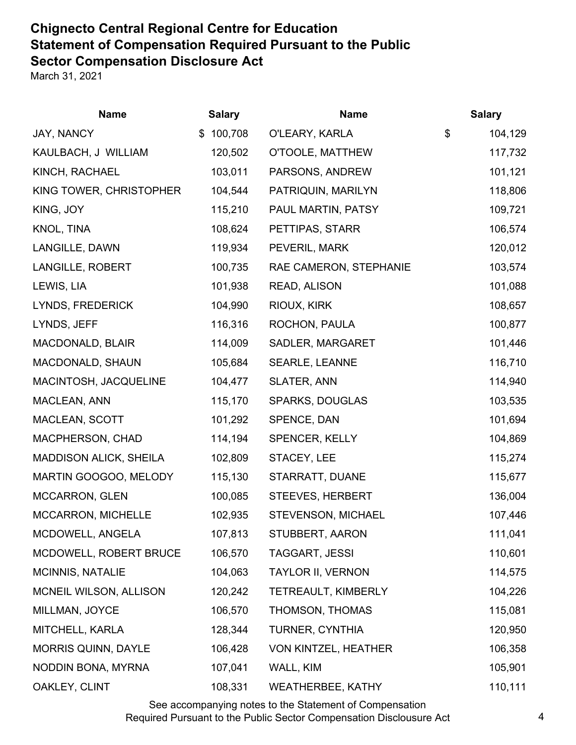# Chignecto Central Regional Centre for Education
# Statement of Compensation Required Pursuant to the Public Sector Compensation Disclosure Act

March 31, 2021

| Name | Salary | Name | Salary |
|---|---|---|---|
| JAY, NANCY | $ 100,708 | O'LEARY, KARLA | $ 104,129 |
| KAULBACH, J WILLIAM | 120,502 | O'TOOLE, MATTHEW | 117,732 |
| KINCH, RACHAEL | 103,011 | PARSONS, ANDREW | 101,121 |
| KING TOWER, CHRISTOPHER | 104,544 | PATRIQUIN, MARILYN | 118,806 |
| KING, JOY | 115,210 | PAUL MARTIN, PATSY | 109,721 |
| KNOL, TINA | 108,624 | PETTIPAS, STARR | 106,574 |
| LANGILLE, DAWN | 119,934 | PEVERIL, MARK | 120,012 |
| LANGILLE, ROBERT | 100,735 | RAE CAMERON, STEPHANIE | 103,574 |
| LEWIS, LIA | 101,938 | READ, ALISON | 101,088 |
| LYNDS, FREDERICK | 104,990 | RIOUX, KIRK | 108,657 |
| LYNDS, JEFF | 116,316 | ROCHON, PAULA | 100,877 |
| MACDONALD, BLAIR | 114,009 | SADLER, MARGARET | 101,446 |
| MACDONALD, SHAUN | 105,684 | SEARLE, LEANNE | 116,710 |
| MACINTOSH, JACQUELINE | 104,477 | SLATER, ANN | 114,940 |
| MACLEAN, ANN | 115,170 | SPARKS, DOUGLAS | 103,535 |
| MACLEAN, SCOTT | 101,292 | SPENCE, DAN | 101,694 |
| MACPHERSON, CHAD | 114,194 | SPENCER, KELLY | 104,869 |
| MADDISON ALICK, SHEILA | 102,809 | STACEY, LEE | 115,274 |
| MARTIN GOOGOO, MELODY | 115,130 | STARRATT, DUANE | 115,677 |
| MCCARRON, GLEN | 100,085 | STEEVES, HERBERT | 136,004 |
| MCCARRON, MICHELLE | 102,935 | STEVENSON, MICHAEL | 107,446 |
| MCDOWELL, ANGELA | 107,813 | STUBBERT, AARON | 111,041 |
| MCDOWELL, ROBERT BRUCE | 106,570 | TAGGART, JESSI | 110,601 |
| MCINNIS, NATALIE | 104,063 | TAYLOR II, VERNON | 114,575 |
| MCNEIL WILSON, ALLISON | 120,242 | TETREAULT, KIMBERLY | 104,226 |
| MILLMAN, JOYCE | 106,570 | THOMSON, THOMAS | 115,081 |
| MITCHELL, KARLA | 128,344 | TURNER, CYNTHIA | 120,950 |
| MORRIS QUINN, DAYLE | 106,428 | VON KINTZEL, HEATHER | 106,358 |
| NODDIN BONA, MYRNA | 107,041 | WALL, KIM | 105,901 |
| OAKLEY, CLINT | 108,331 | WEATHERBEE, KATHY | 110,111 |

See accompanying notes to the Statement of Compensation Required Pursuant to the Public Sector Compensation Disclousure Act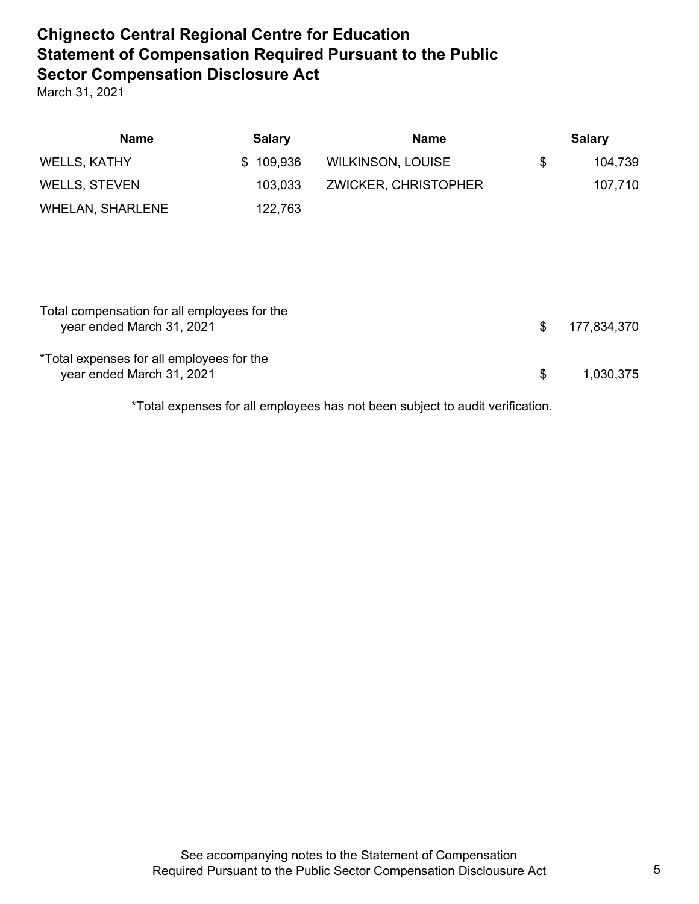# Chignecto Central Regional Centre for Education
# Statement of Compensation Required Pursuant to the Public Sector Compensation Disclosure Act

March 31, 2021

| Name | Salary | Name | Salary |
|---|---|---|---|
| WELLS, KATHY | $ 109,936 | WILKINSON, LOUISE | $ 104,739 |
| WELLS, STEVEN | 103,033 | ZWICKER, CHRISTOPHER | 107,710 |
| WHELAN, SHARLENE | 122,763 | | |

| | |
|---|---|
| Total compensation for all employees for the year ended March 31, 2021 | $ 177,834,370 |
| *Total expenses for all employees for the year ended March 31, 2021 | $ 1,030,375 |

*Total expenses for all employees has not been subject to audit verification.

See accompanying notes to the Statement of Compensation Required Pursuant to the Public Sector Compensation Disclousure Act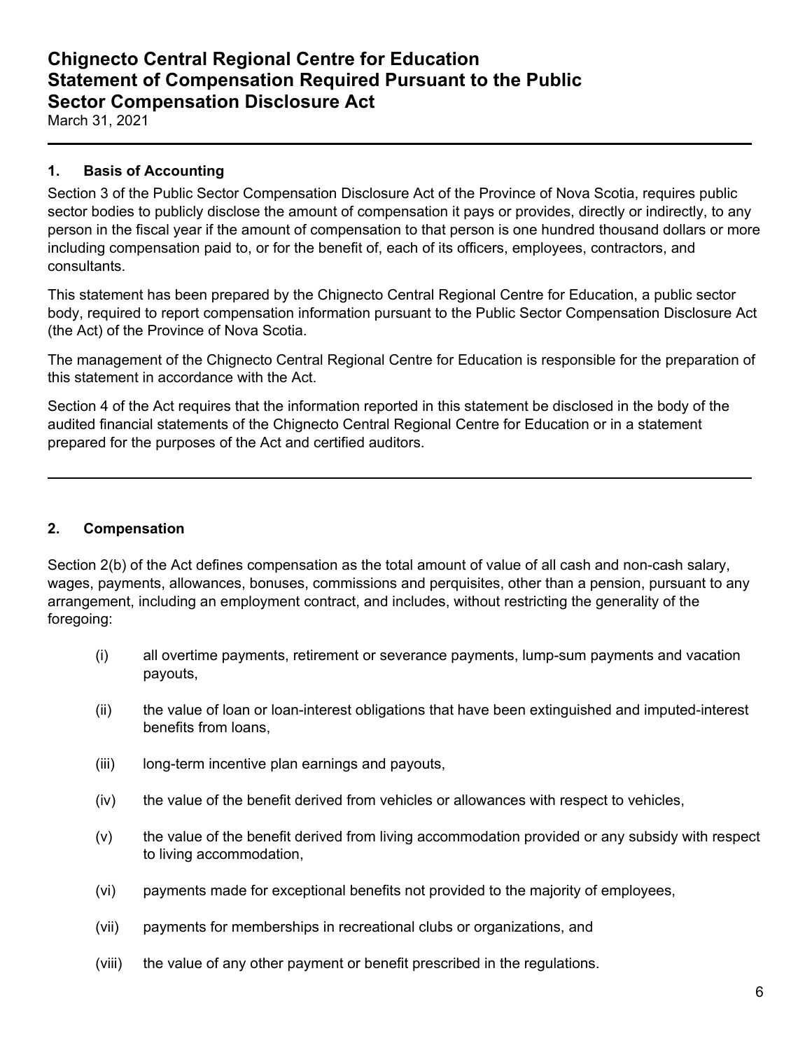# Chignecto Central Regional Centre for Education
# Statement of Compensation Required Pursuant to the Public Sector Compensation Disclosure Act

March 31, 2021

---

### 1. Basis of Accounting

Section 3 of the Public Sector Compensation Disclosure Act of the Province of Nova Scotia, requires public sector bodies to publicly disclose the amount of compensation it pays or provides, directly or indirectly, to any person in the fiscal year if the amount of compensation to that person is one hundred thousand dollars or more including compensation paid to, or for the benefit of, each of its officers, employees, contractors, and consultants.

This statement has been prepared by the Chignecto Central Regional Centre for Education, a public sector body, required to report compensation information pursuant to the Public Sector Compensation Disclosure Act (the Act) of the Province of Nova Scotia.

The management of the Chignecto Central Regional Centre for Education is responsible for the preparation of this statement in accordance with the Act.

Section 4 of the Act requires that the information reported in this statement be disclosed in the body of the audited financial statements of the Chignecto Central Regional Centre for Education or in a statement prepared for the purposes of the Act and certified auditors.

---

### 2. Compensation

Section 2(b) of the Act defines compensation as the total amount of value of all cash and non-cash salary, wages, payments, allowances, bonuses, commissions and perquisites, other than a pension, pursuant to any arrangement, including an employment contract, and includes, without restricting the generality of the foregoing:

(i) all overtime payments, retirement or severance payments, lump-sum payments and vacation payouts,

(ii) the value of loan or loan-interest obligations that have been extinguished and imputed-interest benefits from loans,

(iii) long-term incentive plan earnings and payouts,

(iv) the value of the benefit derived from vehicles or allowances with respect to vehicles,

(v) the value of the benefit derived from living accommodation provided or any subsidy with respect to living accommodation,

(vi) payments made for exceptional benefits not provided to the majority of employees,

(vii) payments for memberships in recreational clubs or organizations, and

(viii) the value of any other payment or benefit prescribed in the regulations.